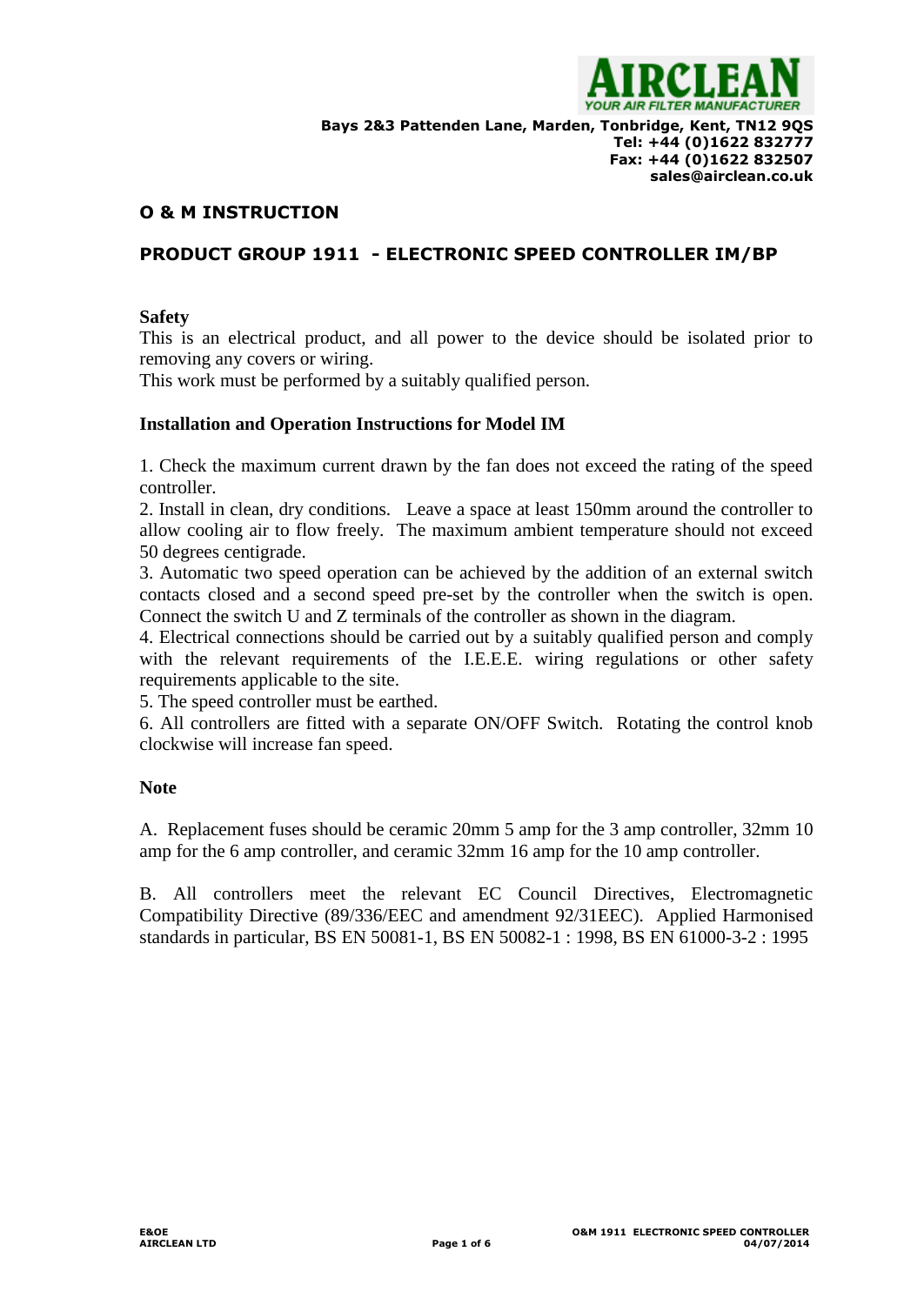AIRCLEAN
YOUR AIR FILTER MANUFACTURER

**Bays 2&3 Pattenden Lane, Marden, Tonbridge, Kent, TN12 9QS**
**Tel: +44 (0)1622 832777**
**Fax: +44 (0)1622 832507**
**sales@airclean.co.uk**

## O & M INSTRUCTION

## PRODUCT GROUP 1911 - ELECTRONIC SPEED CONTROLLER IM/BP

### Safety

This is an electrical product, and all power to the device should be isolated prior to removing any covers or wiring.
This work must be performed by a suitably qualified person.

### Installation and Operation Instructions for Model IM

1. Check the maximum current drawn by the fan does not exceed the rating of the speed controller.
2. Install in clean, dry conditions. Leave a space at least 150mm around the controller to allow cooling air to flow freely. The maximum ambient temperature should not exceed 50 degrees centigrade.
3. Automatic two speed operation can be achieved by the addition of an external switch contacts closed and a second speed pre-set by the controller when the switch is open. Connect the switch U and Z terminals of the controller as shown in the diagram.
4. Electrical connections should be carried out by a suitably qualified person and comply with the relevant requirements of the I.E.E.E. wiring regulations or other safety requirements applicable to the site.
5. The speed controller must be earthed.
6. All controllers are fitted with a separate ON/OFF Switch. Rotating the control knob clockwise will increase fan speed.

### Note

A. Replacement fuses should be ceramic 20mm 5 amp for the 3 amp controller, 32mm 10 amp for the 6 amp controller, and ceramic 32mm 16 amp for the 10 amp controller.

B. All controllers meet the relevant EC Council Directives, Electromagnetic Compatibility Directive (89/336/EEC and amendment 92/31EEC). Applied Harmonised standards in particular, BS EN 50081-1, BS EN 50082-1 : 1998, BS EN 61000-3-2 : 1995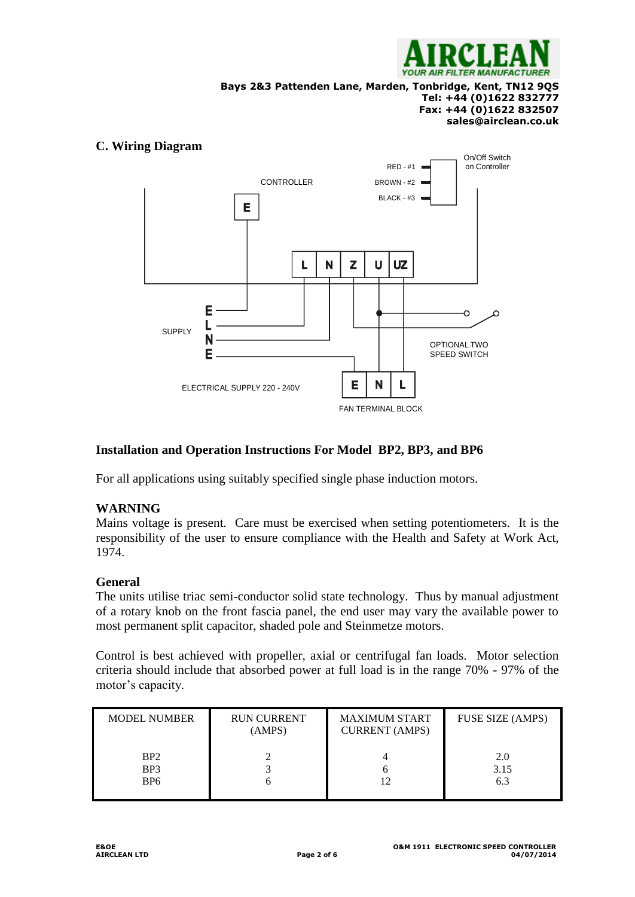## C. Wiring Diagram

CONTROLLER

E

RED - #1

BROWN - #2

BLACK - #3

On/Off Switch on Controller

L | N | Z | U | UZ

SUPPLY

E

L

N

E

OPTIONAL TWO SPEED SWITCH

ELECTRICAL SUPPLY 220 - 240V

E | N | L

FAN TERMINAL BLOCK

### Installation and Operation Instructions For Model BP2, BP3, and BP6

For all applications using suitably specified single phase induction motors.

### WARNING

Mains voltage is present. Care must be exercised when setting potentiometers. It is the responsibility of the user to ensure compliance with the Health and Safety at Work Act, 1974.

### General

The units utilise triac semi-conductor solid state technology. Thus by manual adjustment of a rotary knob on the front fascia panel, the end user may vary the available power to most permanent split capacitor, shaded pole and Steinmetze motors.

Control is best achieved with propeller, axial or centrifugal fan loads. Motor selection criteria should include that absorbed power at full load is in the range 70% - 97% of the motor's capacity.

| MODEL NUMBER | RUN CURRENT (AMPS) | MAXIMUM START CURRENT (AMPS) | FUSE SIZE (AMPS) |
|---|---|---|---|
| BP2 | 2 | 4 | 2.0 |
| BP3 | 3 | 6 | 3.15 |
| BP6 | 6 | 12 | 6.3 |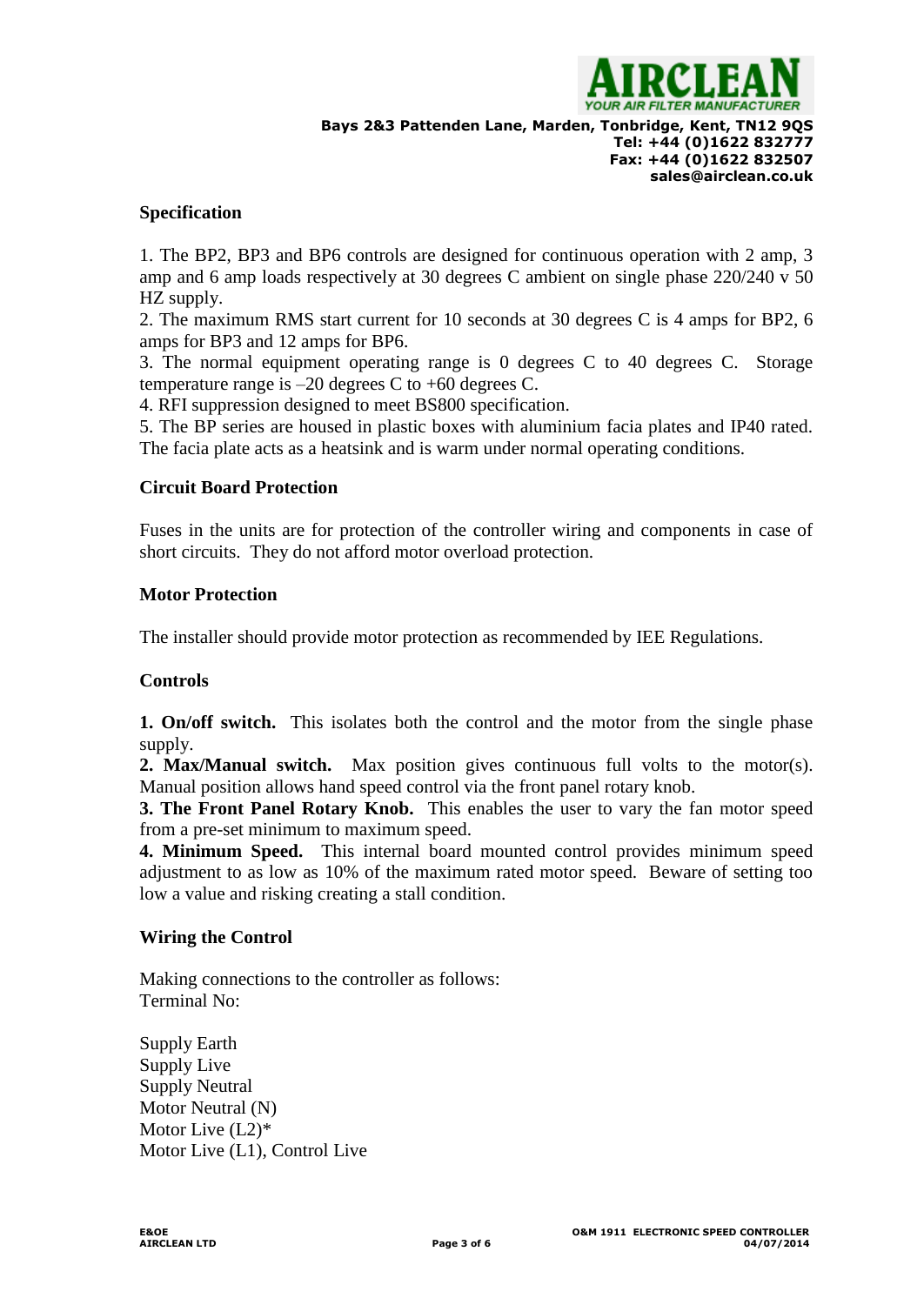## Specification

1. The BP2, BP3 and BP6 controls are designed for continuous operation with 2 amp, 3 amp and 6 amp loads respectively at 30 degrees C ambient on single phase 220/240 v 50 HZ supply.
2. The maximum RMS start current for 10 seconds at 30 degrees C is 4 amps for BP2, 6 amps for BP3 and 12 amps for BP6.
3. The normal equipment operating range is 0 degrees C to 40 degrees C. Storage temperature range is –20 degrees C to +60 degrees C.
4. RFI suppression designed to meet BS800 specification.
5. The BP series are housed in plastic boxes with aluminium facia plates and IP40 rated. The facia plate acts as a heatsink and is warm under normal operating conditions.

## Circuit Board Protection

Fuses in the units are for protection of the controller wiring and components in case of short circuits. They do not afford motor overload protection.

## Motor Protection

The installer should provide motor protection as recommended by IEE Regulations.

## Controls

**1. On/off switch.** This isolates both the control and the motor from the single phase supply.
**2. Max/Manual switch.** Max position gives continuous full volts to the motor(s). Manual position allows hand speed control via the front panel rotary knob.
**3. The Front Panel Rotary Knob.** This enables the user to vary the fan motor speed from a pre-set minimum to maximum speed.
**4. Minimum Speed.** This internal board mounted control provides minimum speed adjustment to as low as 10% of the maximum rated motor speed. Beware of setting too low a value and risking creating a stall condition.

## Wiring the Control

Making connections to the controller as follows:
Terminal No:

Supply Earth
Supply Live
Supply Neutral
Motor Neutral (N)
Motor Live (L2)*
Motor Live (L1), Control Live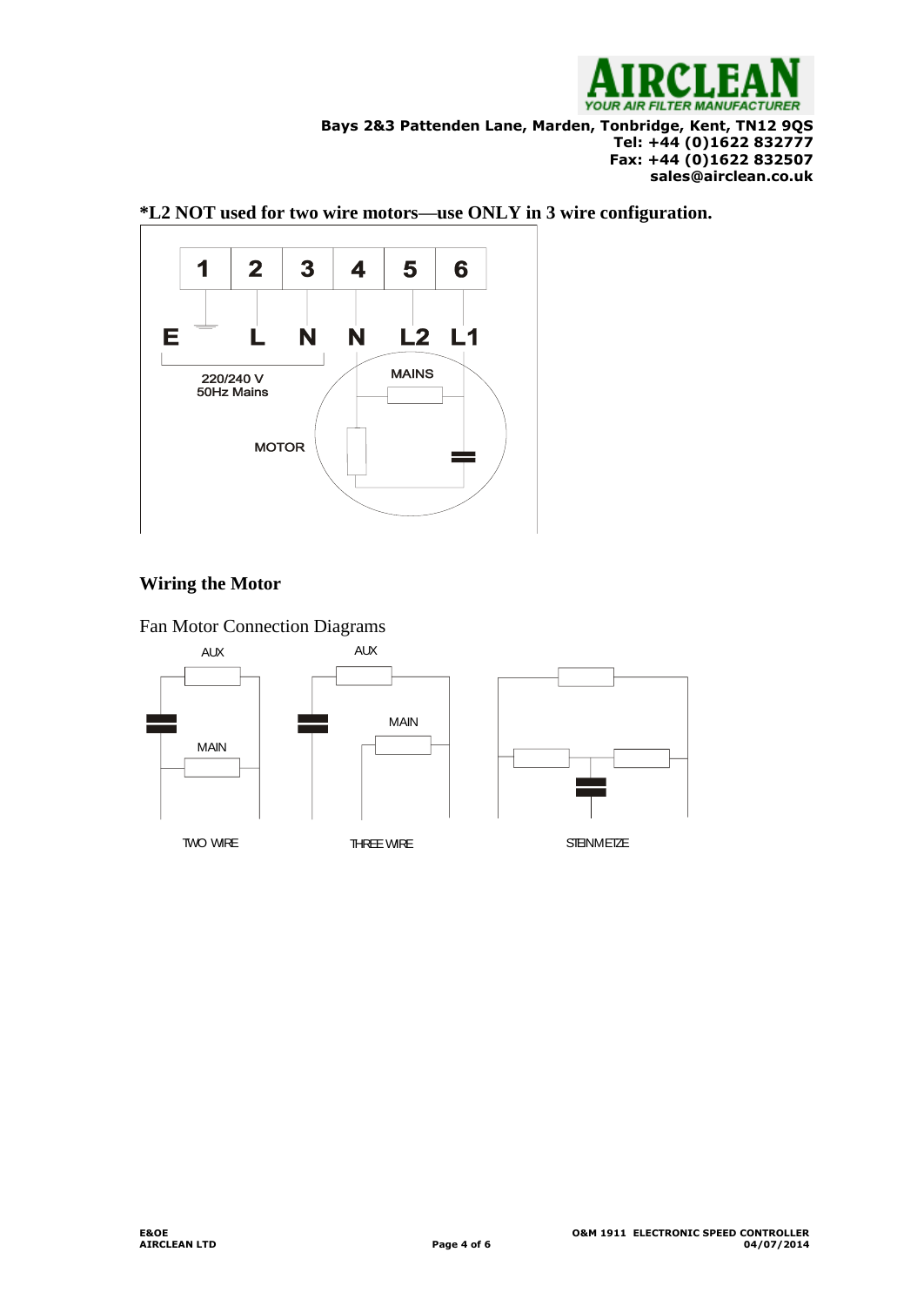**\*L2 NOT used for two wire motors—use ONLY in 3 wire configuration.**

| 1 | 2 | 3 | 4 | 5 | 6 |
|---|---|---|---|---|---|
| E | L | N | N | L2 | L1 |

220/240 V
50Hz Mains

MAINS

MOTOR

## Wiring the Motor

Fan Motor Connection Diagrams

AUX

MAIN

TWO WIRE

AUX

MAIN

THREE WIRE

STEINMETZE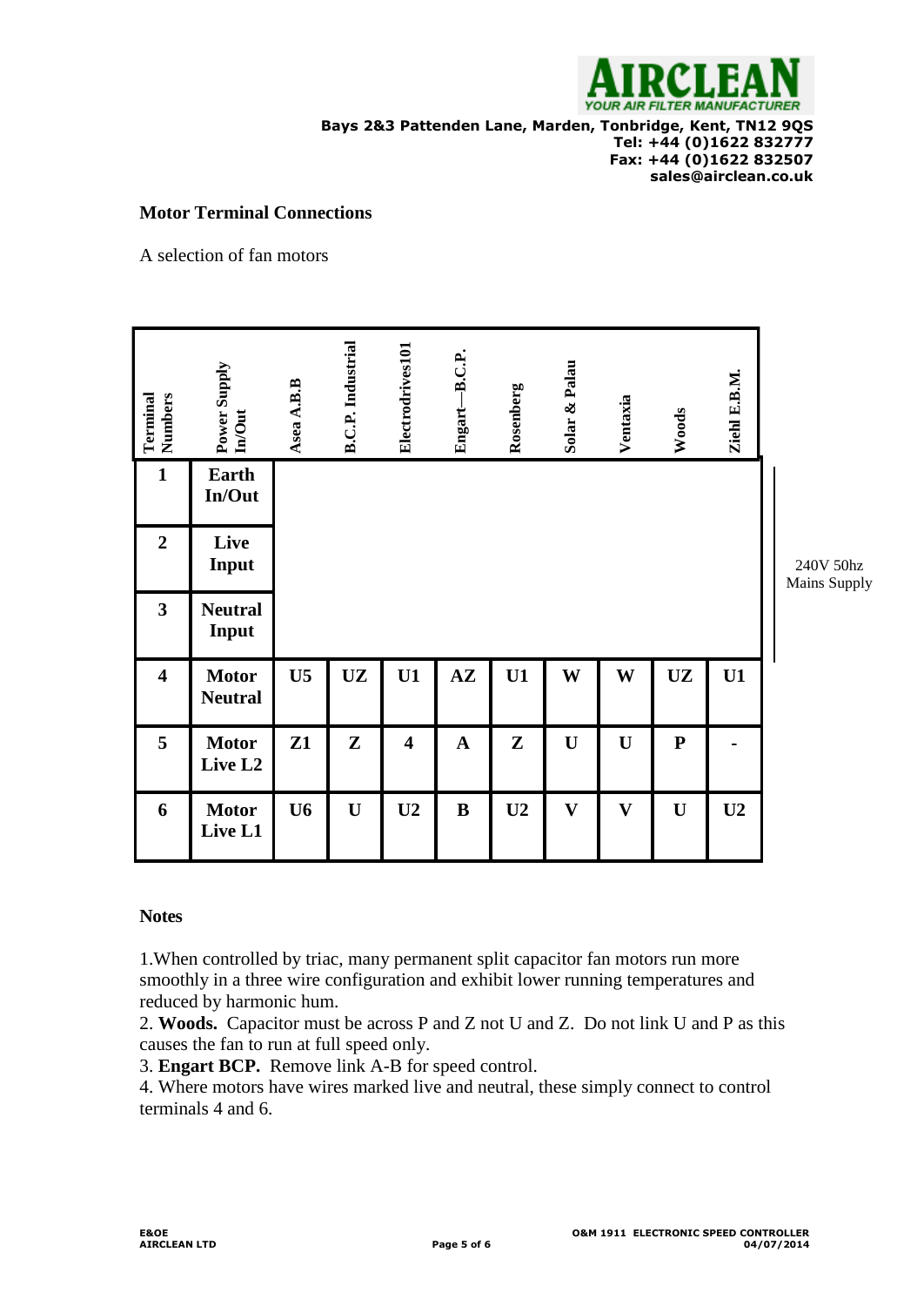Bays 2&3 Pattenden Lane, Marden, Tonbridge, Kent, TN12 9QS
Tel: +44 (0)1622 832777
Fax: +44 (0)1622 832507
sales@airclean.co.uk

**Motor Terminal Connections**

A selection of fan motors

| Terminal Numbers | Power Supply In/Out | Asea A.B.B | B.C.P. Industrial | Electrodrives101 | Engart—B.C.P. | Rosenberg | Solar & Palau | Ventaxia | Woods | Ziehl E.B.M. |
|---|---|---|---|---|---|---|---|---|---|---|
| **1** | **Earth In/Out** | | | | | | | | | |
| **2** | **Live Input** | | | | | | | | | |
| **3** | **Neutral Input** | | | | | | | | | |
| **4** | **Motor Neutral** | **U5** | **UZ** | **U1** | **AZ** | **U1** | **W** | **W** | **UZ** | **U1** |
| **5** | **Motor Live L2** | **Z1** | **Z** | **4** | **A** | **Z** | **U** | **U** | **P** | **-** |
| **6** | **Motor Live L1** | **U6** | **U** | **U2** | **B** | **U2** | **V** | **V** | **U** | **U2** |

240V 50hz Mains Supply (terminals 1–3)

**Notes**

1.When controlled by triac, many permanent split capacitor fan motors run more smoothly in a three wire configuration and exhibit lower running temperatures and reduced by harmonic hum.

2. **Woods.** Capacitor must be across P and Z not U and Z. Do not link U and P as this causes the fan to run at full speed only.

3. **Engart BCP.** Remove link A-B for speed control.

4. Where motors have wires marked live and neutral, these simply connect to control terminals 4 and 6.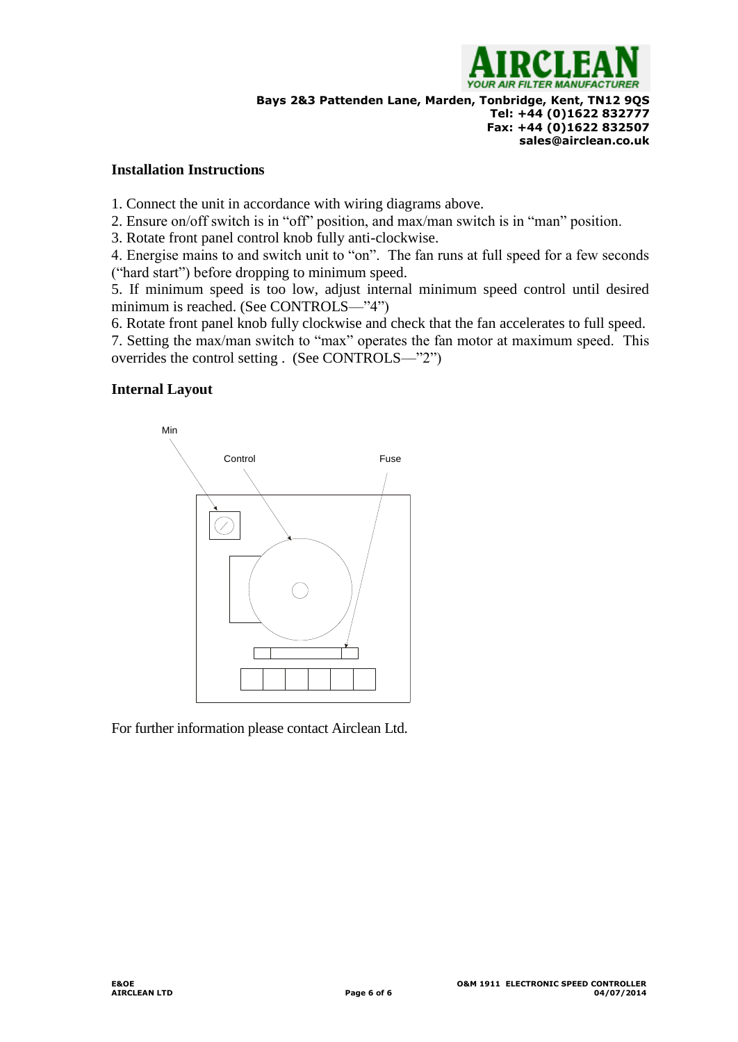## Installation Instructions

1. Connect the unit in accordance with wiring diagrams above.
2. Ensure on/off switch is in "off" position, and max/man switch is in "man" position.
3. Rotate front panel control knob fully anti-clockwise.
4. Energise mains to and switch unit to "on". The fan runs at full speed for a few seconds ("hard start") before dropping to minimum speed.
5. If minimum speed is too low, adjust internal minimum speed control until desired minimum is reached. (See CONTROLS—"4")
6. Rotate front panel knob fully clockwise and check that the fan accelerates to full speed.
7. Setting the max/man switch to "max" operates the fan motor at maximum speed. This overrides the control setting . (See CONTROLS—"2")

## Internal Layout

Min

Control

Fuse

For further information please contact Airclean Ltd.